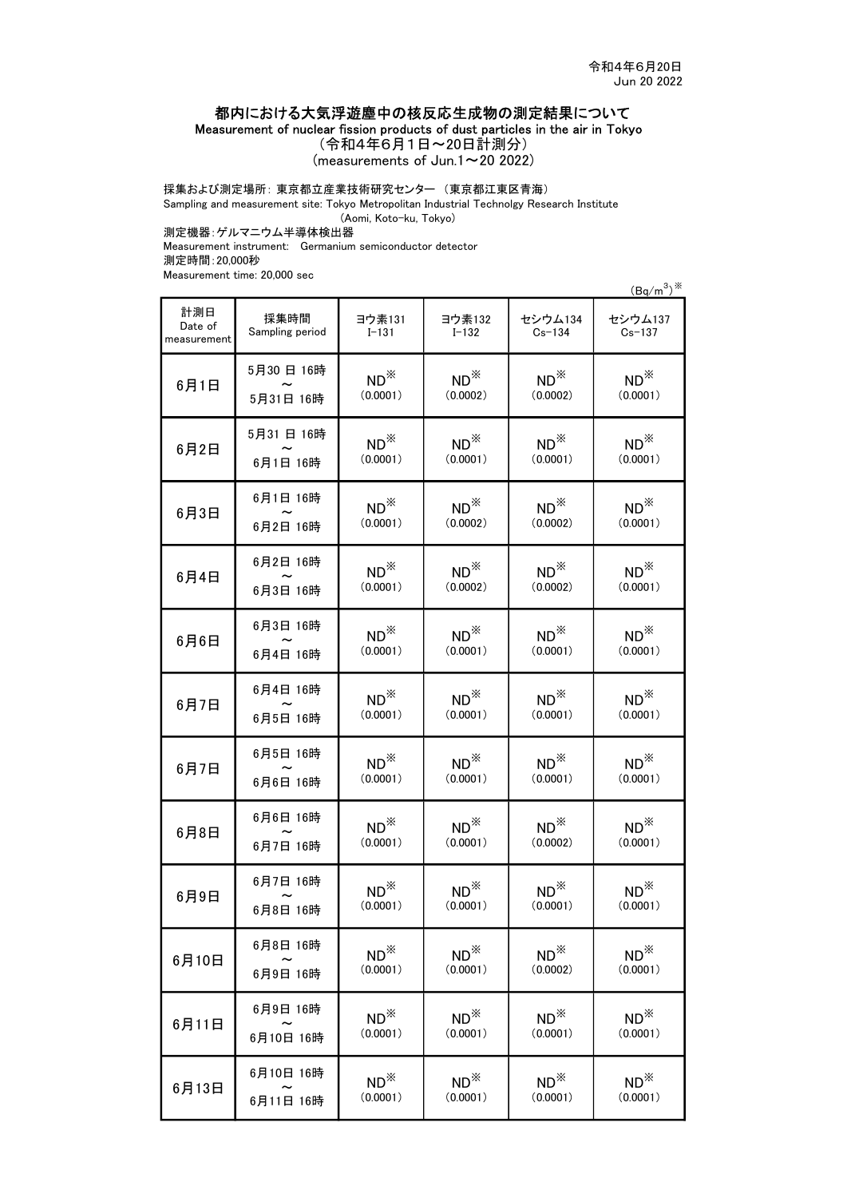令和4年6月20日
Jun 20 2022

# 都内における大気浮遊塵中の核反応生成物の測定結果について
## Measurement of nuclear fission products of dust particles in the air in Tokyo
（令和4年6月1日～20日計測分）
(measurements of Jun.1～20 2022)

採集および測定場所: 東京都立産業技術研究センター （東京都江東区青海）
Sampling and measurement site: Tokyo Metropolitan Industrial Technolgy Research Institute (Aomi, Koto-ku, Tokyo)

測定機器:ゲルマニウム半導体検出器
Measurement instrument: Germanium semiconductor detector

測定時間:20,000秒
Measurement time: 20,000 sec

($Bq/m^3$)※

| 計測日 Date of measurement | 採集時間 Sampling period | ヨウ素131 I-131 | ヨウ素132 I-132 | セシウム134 Cs-134 | セシウム137 Cs-137 |
|---|---|---|---|---|---|
| 6月1日 | 5月30 日 16時 ～ 5月31日 16時 | ND※ (0.0001) | ND※ (0.0002) | ND※ (0.0002) | ND※ (0.0001) |
| 6月2日 | 5月31 日 16時 ～ 6月1日 16時 | ND※ (0.0001) | ND※ (0.0001) | ND※ (0.0001) | ND※ (0.0001) |
| 6月3日 | 6月1日 16時 ～ 6月2日 16時 | ND※ (0.0001) | ND※ (0.0002) | ND※ (0.0002) | ND※ (0.0001) |
| 6月4日 | 6月2日 16時 ～ 6月3日 16時 | ND※ (0.0001) | ND※ (0.0002) | ND※ (0.0002) | ND※ (0.0001) |
| 6月6日 | 6月3日 16時 ～ 6月4日 16時 | ND※ (0.0001) | ND※ (0.0001) | ND※ (0.0001) | ND※ (0.0001) |
| 6月7日 | 6月4日 16時 ～ 6月5日 16時 | ND※ (0.0001) | ND※ (0.0001) | ND※ (0.0001) | ND※ (0.0001) |
| 6月7日 | 6月5日 16時 ～ 6月6日 16時 | ND※ (0.0001) | ND※ (0.0001) | ND※ (0.0001) | ND※ (0.0001) |
| 6月8日 | 6月6日 16時 ～ 6月7日 16時 | ND※ (0.0001) | ND※ (0.0001) | ND※ (0.0002) | ND※ (0.0001) |
| 6月9日 | 6月7日 16時 ～ 6月8日 16時 | ND※ (0.0001) | ND※ (0.0001) | ND※ (0.0001) | ND※ (0.0001) |
| 6月10日 | 6月8日 16時 ～ 6月9日 16時 | ND※ (0.0001) | ND※ (0.0001) | ND※ (0.0002) | ND※ (0.0001) |
| 6月11日 | 6月9日 16時 ～ 6月10日 16時 | ND※ (0.0001) | ND※ (0.0001) | ND※ (0.0001) | ND※ (0.0001) |
| 6月13日 | 6月10日 16時 ～ 6月11日 16時 | ND※ (0.0001) | ND※ (0.0001) | ND※ (0.0001) | ND※ (0.0001) |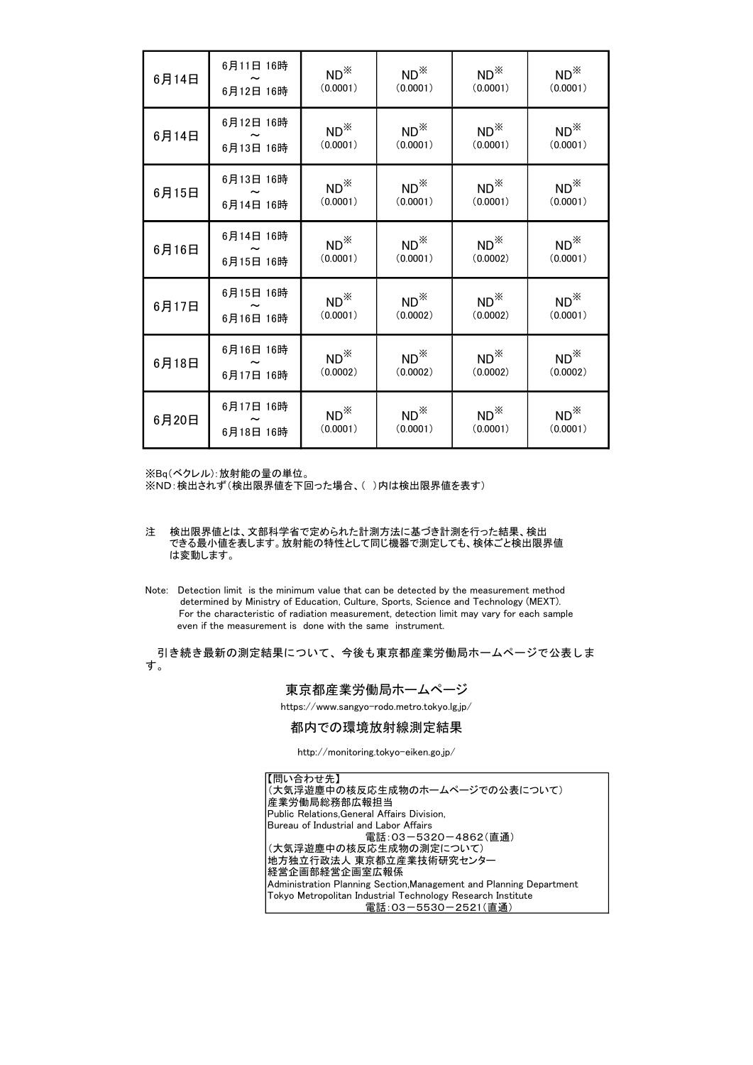| | | | | | |
|---|---|---|---|---|---|
| 6月14日 | 6月11日 16時<br>～<br>6月12日 16時 | ND※<br>(0.0001) | ND※<br>(0.0001) | ND※<br>(0.0001) | ND※<br>(0.0001) |
| 6月14日 | 6月12日 16時<br>～<br>6月13日 16時 | ND※<br>(0.0001) | ND※<br>(0.0001) | ND※<br>(0.0001) | ND※<br>(0.0001) |
| 6月15日 | 6月13日 16時<br>～<br>6月14日 16時 | ND※<br>(0.0001) | ND※<br>(0.0001) | ND※<br>(0.0001) | ND※<br>(0.0001) |
| 6月16日 | 6月14日 16時<br>～<br>6月15日 16時 | ND※<br>(0.0001) | ND※<br>(0.0001) | ND※<br>(0.0002) | ND※<br>(0.0001) |
| 6月17日 | 6月15日 16時<br>～<br>6月16日 16時 | ND※<br>(0.0001) | ND※<br>(0.0002) | ND※<br>(0.0002) | ND※<br>(0.0001) |
| 6月18日 | 6月16日 16時<br>～<br>6月17日 16時 | ND※<br>(0.0002) | ND※<br>(0.0002) | ND※<br>(0.0002) | ND※<br>(0.0002) |
| 6月20日 | 6月17日 16時<br>～<br>6月18日 16時 | ND※<br>(0.0001) | ND※<br>(0.0001) | ND※<br>(0.0001) | ND※<br>(0.0001) |

※Bq(ベクレル):放射能の量の単位。
※ND:検出されず(検出限界値を下回った場合、( )内は検出限界値を表す)

注　検出限界値とは、文部科学省で定められた計測方法に基づき計測を行った結果、検出できる最小値を表します。放射能の特性として同じ機器で測定しても、検体ごと検出限界値は変動します。

Note: Detection limit is the minimum value that can be detected by the measurement method determined by Ministry of Education, Culture, Sports, Science and Technology (MEXT). For the characteristic of radiation measurement, detection limit may vary for each sample even if the measurement is done with the same instrument.

引き続き最新の測定結果について、今後も東京都産業労働局ホームページで公表します。

東京都産業労働局ホームページ

https://www.sangyo-rodo.metro.tokyo.lg.jp/

都内での環境放射線測定結果

http://monitoring.tokyo-eiken.go.jp/

【問い合わせ先】
(大気浮遊塵中の核反応生成物のホームページでの公表について)
産業労働局総務部広報担当
Public Relations,General Affairs Division,
Bureau of Industrial and Labor Affairs
電話:03－5320－4862(直通)
(大気浮遊塵中の核反応生成物の測定について)
地方独立行政法人 東京都立産業技術研究センター
経営企画部経営企画室広報係
Administration Planning Section,Management and Planning Department
Tokyo Metropolitan Industrial Technology Research Institute
電話:03－5530－2521(直通)